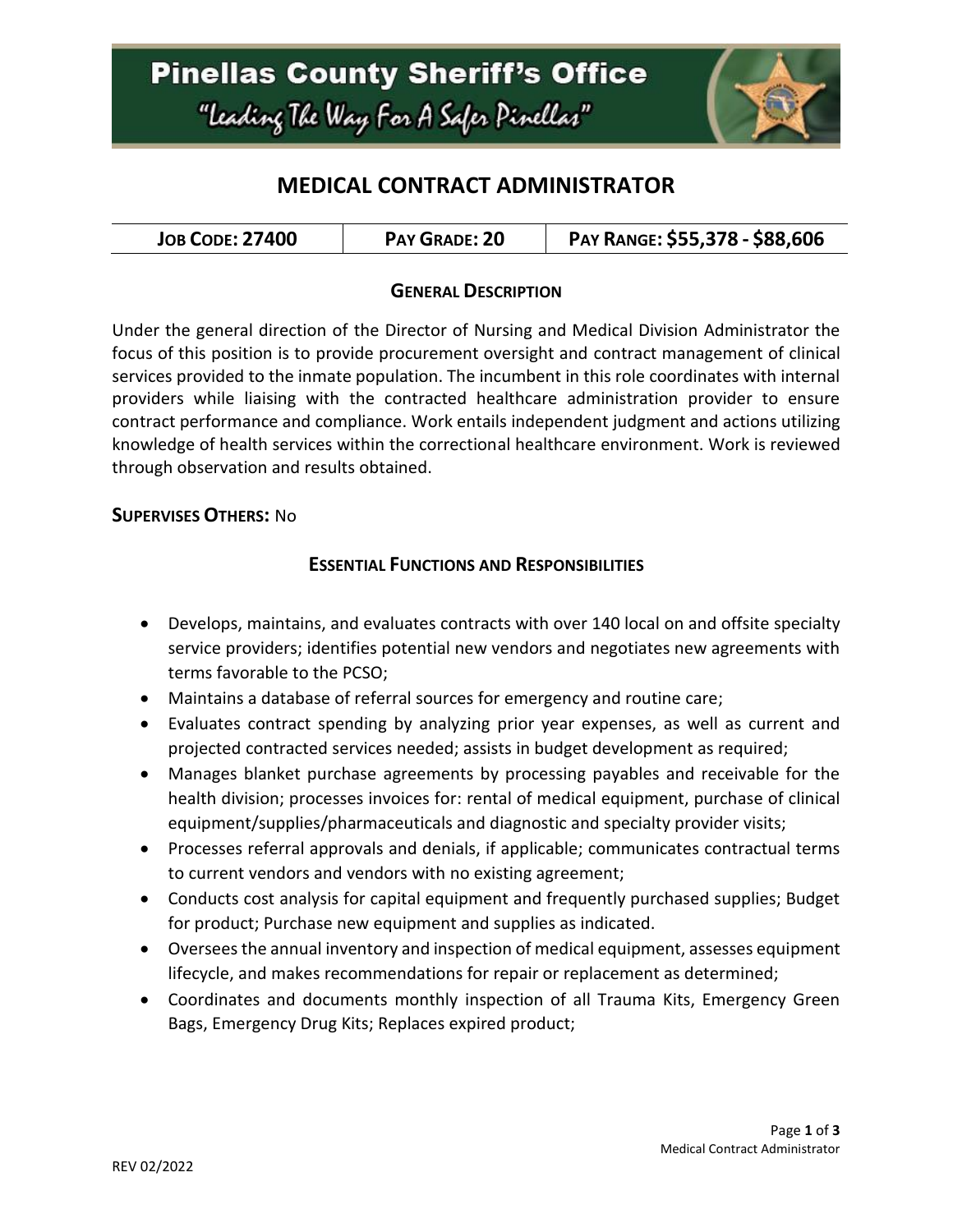# Pinellas County Sheriff's Office

*"Leading The Way For A Safer Pinellas"*

## MEDICAL CONTRACT ADMINISTRATOR

| JOB CODE: 27400 | PAY GRADE: 20 | PAY RANGE: $55,378 - $88,606 |
|---|---|---|

### GENERAL DESCRIPTION

Under the general direction of the Director of Nursing and Medical Division Administrator the focus of this position is to provide procurement oversight and contract management of clinical services provided to the inmate population. The incumbent in this role coordinates with internal providers while liaising with the contracted healthcare administration provider to ensure contract performance and compliance. Work entails independent judgment and actions utilizing knowledge of health services within the correctional healthcare environment. Work is reviewed through observation and results obtained.

**SUPERVISES OTHERS:** No

### ESSENTIAL FUNCTIONS AND RESPONSIBILITIES

- Develops, maintains, and evaluates contracts with over 140 local on and offsite specialty service providers; identifies potential new vendors and negotiates new agreements with terms favorable to the PCSO;
- Maintains a database of referral sources for emergency and routine care;
- Evaluates contract spending by analyzing prior year expenses, as well as current and projected contracted services needed; assists in budget development as required;
- Manages blanket purchase agreements by processing payables and receivable for the health division; processes invoices for: rental of medical equipment, purchase of clinical equipment/supplies/pharmaceuticals and diagnostic and specialty provider visits;
- Processes referral approvals and denials, if applicable; communicates contractual terms to current vendors and vendors with no existing agreement;
- Conducts cost analysis for capital equipment and frequently purchased supplies; Budget for product; Purchase new equipment and supplies as indicated.
- Oversees the annual inventory and inspection of medical equipment, assesses equipment lifecycle, and makes recommendations for repair or replacement as determined;
- Coordinates and documents monthly inspection of all Trauma Kits, Emergency Green Bags, Emergency Drug Kits; Replaces expired product;

REV 02/2022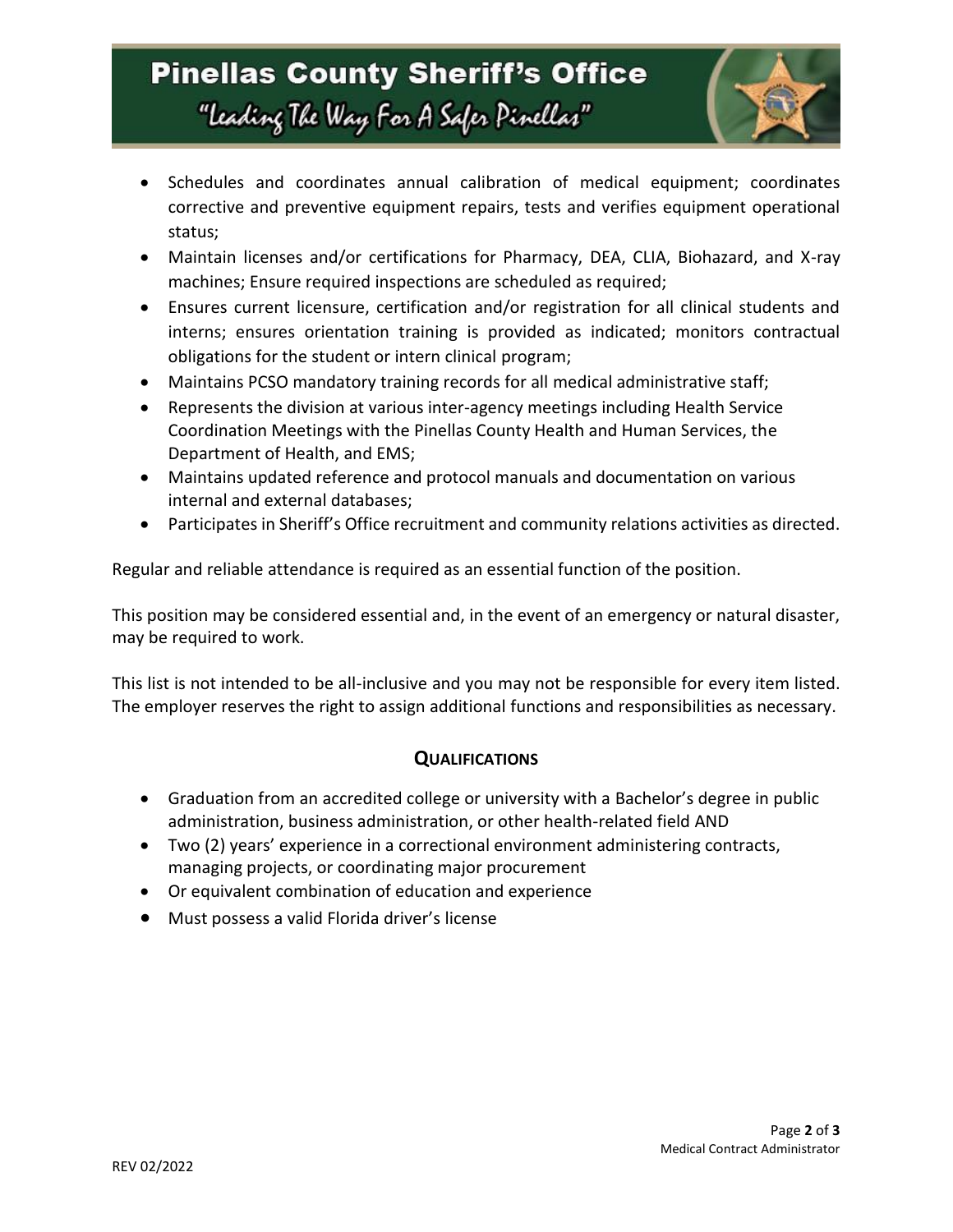- Schedules and coordinates annual calibration of medical equipment; coordinates corrective and preventive equipment repairs, tests and verifies equipment operational status;
- Maintain licenses and/or certifications for Pharmacy, DEA, CLIA, Biohazard, and X-ray machines; Ensure required inspections are scheduled as required;
- Ensures current licensure, certification and/or registration for all clinical students and interns; ensures orientation training is provided as indicated; monitors contractual obligations for the student or intern clinical program;
- Maintains PCSO mandatory training records for all medical administrative staff;
- Represents the division at various inter-agency meetings including Health Service Coordination Meetings with the Pinellas County Health and Human Services, the Department of Health, and EMS;
- Maintains updated reference and protocol manuals and documentation on various internal and external databases;
- Participates in Sheriff's Office recruitment and community relations activities as directed.

Regular and reliable attendance is required as an essential function of the position.

This position may be considered essential and, in the event of an emergency or natural disaster, may be required to work.

This list is not intended to be all-inclusive and you may not be responsible for every item listed. The employer reserves the right to assign additional functions and responsibilities as necessary.

## QUALIFICATIONS

- Graduation from an accredited college or university with a Bachelor's degree in public administration, business administration, or other health-related field AND
- Two (2) years' experience in a correctional environment administering contracts, managing projects, or coordinating major procurement
- Or equivalent combination of education and experience
- Must possess a valid Florida driver's license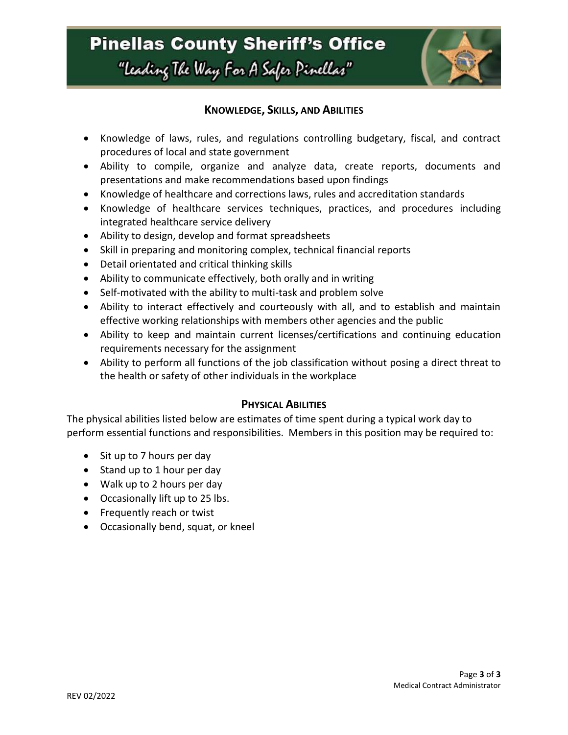## KNOWLEDGE, SKILLS, AND ABILITIES

- Knowledge of laws, rules, and regulations controlling budgetary, fiscal, and contract procedures of local and state government
- Ability to compile, organize and analyze data, create reports, documents and presentations and make recommendations based upon findings
- Knowledge of healthcare and corrections laws, rules and accreditation standards
- Knowledge of healthcare services techniques, practices, and procedures including integrated healthcare service delivery
- Ability to design, develop and format spreadsheets
- Skill in preparing and monitoring complex, technical financial reports
- Detail orientated and critical thinking skills
- Ability to communicate effectively, both orally and in writing
- Self-motivated with the ability to multi-task and problem solve
- Ability to interact effectively and courteously with all, and to establish and maintain effective working relationships with members other agencies and the public
- Ability to keep and maintain current licenses/certifications and continuing education requirements necessary for the assignment
- Ability to perform all functions of the job classification without posing a direct threat to the health or safety of other individuals in the workplace

## PHYSICAL ABILITIES

The physical abilities listed below are estimates of time spent during a typical work day to perform essential functions and responsibilities. Members in this position may be required to:

- Sit up to 7 hours per day
- Stand up to 1 hour per day
- Walk up to 2 hours per day
- Occasionally lift up to 25 lbs.
- Frequently reach or twist
- Occasionally bend, squat, or kneel